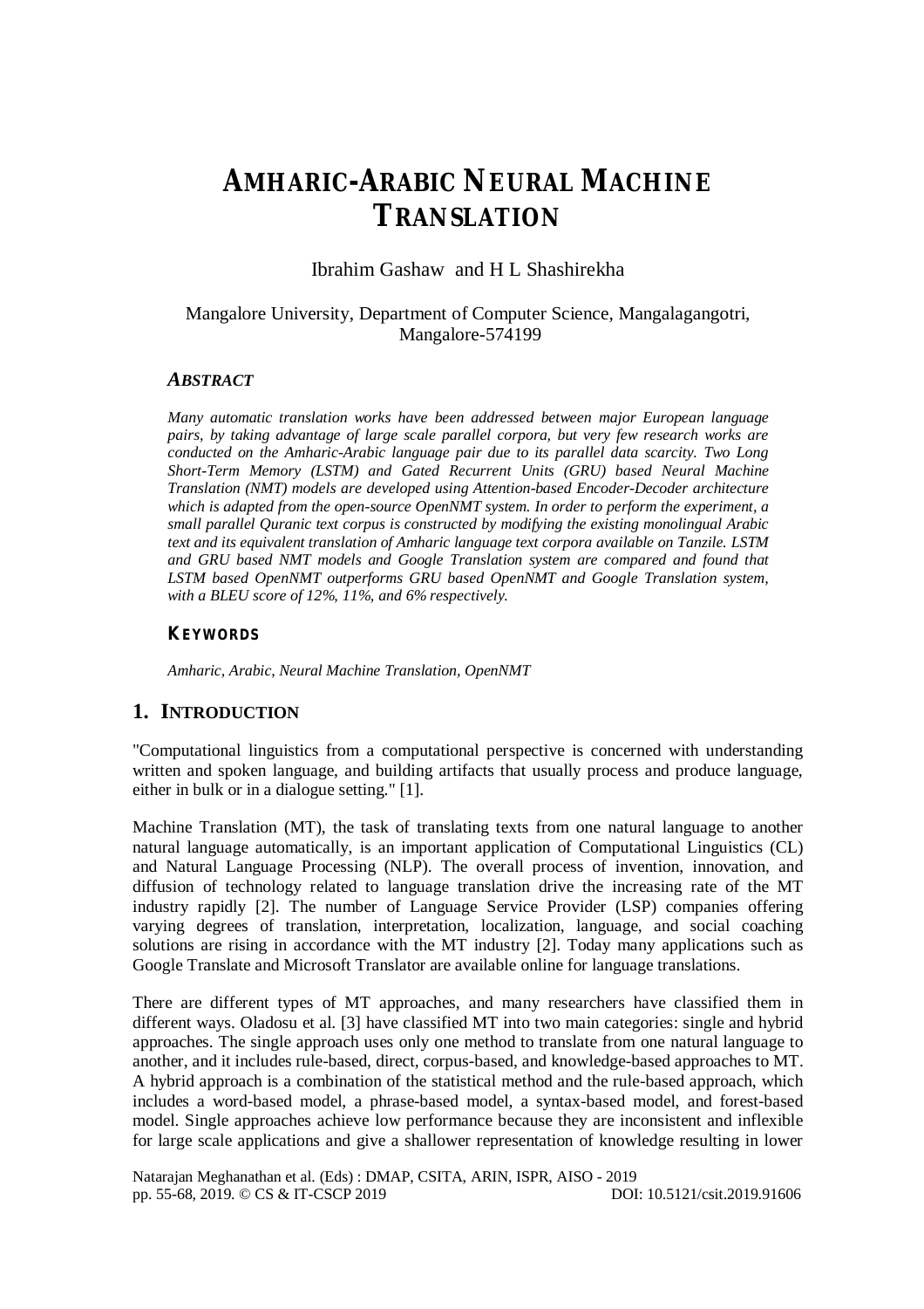# AMHARIC-ARABIC NEURAL MACHINE TRANSLATION

Ibrahim Gashaw and H L Shashirekha

Mangalore University, Department of Computer Science, Mangalagangotri, Mangalore-574199

### *ABSTRACT*

*Many automatic translation works have been addressed between major European language pairs, by taking advantage of large scale parallel corpora, but very few research works are conducted on the Amharic-Arabic language pair due to its parallel data scarcity. Two Long Short-Term Memory (LSTM) and Gated Recurrent Units (GRU) based Neural Machine Translation (NMT) models are developed using Attention-based Encoder-Decoder architecture which is adapted from the open-source OpenNMT system. In order to perform the experiment, a small parallel Quranic text corpus is constructed by modifying the existing monolingual Arabic text and its equivalent translation of Amharic language text corpora available on Tanzile. LSTM and GRU based NMT models and Google Translation system are compared and found that LSTM based OpenNMT outperforms GRU based OpenNMT and Google Translation system, with a BLEU score of 12%, 11%, and 6% respectively.*

### KEYWORDS

*Amharic, Arabic, Neural Machine Translation, OpenNMT*

## 1. INTRODUCTION

"Computational linguistics from a computational perspective is concerned with understanding written and spoken language, and building artifacts that usually process and produce language, either in bulk or in a dialogue setting." [1].

Machine Translation (MT), the task of translating texts from one natural language to another natural language automatically, is an important application of Computational Linguistics (CL) and Natural Language Processing (NLP). The overall process of invention, innovation, and diffusion of technology related to language translation drive the increasing rate of the MT industry rapidly [2]. The number of Language Service Provider (LSP) companies offering varying degrees of translation, interpretation, localization, language, and social coaching solutions are rising in accordance with the MT industry [2]. Today many applications such as Google Translate and Microsoft Translator are available online for language translations.

There are different types of MT approaches, and many researchers have classified them in different ways. Oladosu et al. [3] have classified MT into two main categories: single and hybrid approaches. The single approach uses only one method to translate from one natural language to another, and it includes rule-based, direct, corpus-based, and knowledge-based approaches to MT. A hybrid approach is a combination of the statistical method and the rule-based approach, which includes a word-based model, a phrase-based model, a syntax-based model, and forest-based model. Single approaches achieve low performance because they are inconsistent and inflexible for large scale applications and give a shallower representation of knowledge resulting in lower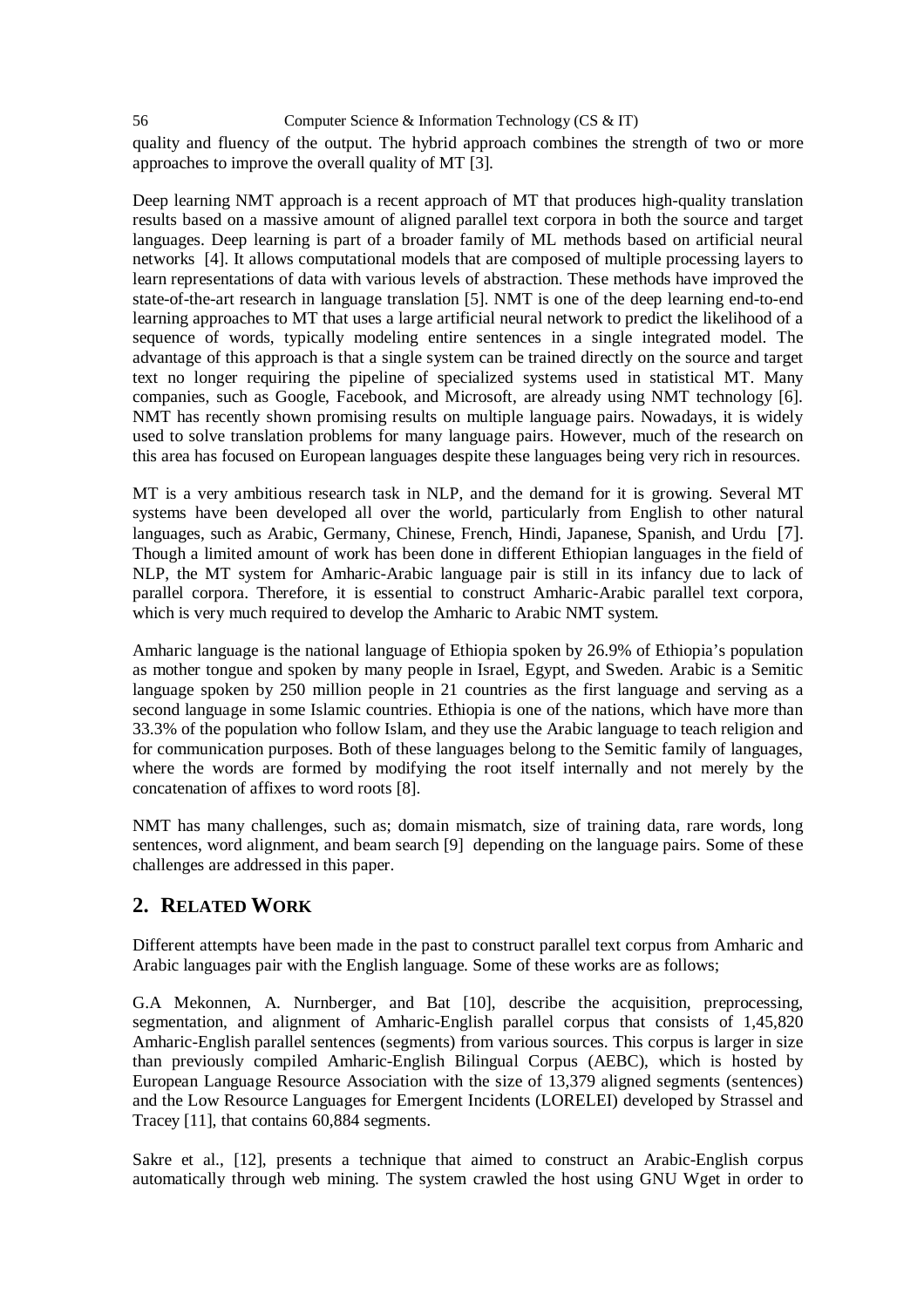quality and fluency of the output. The hybrid approach combines the strength of two or more approaches to improve the overall quality of MT [3].

Deep learning NMT approach is a recent approach of MT that produces high-quality translation results based on a massive amount of aligned parallel text corpora in both the source and target languages. Deep learning is part of a broader family of ML methods based on artificial neural networks [4]. It allows computational models that are composed of multiple processing layers to learn representations of data with various levels of abstraction. These methods have improved the state-of-the-art research in language translation [5]. NMT is one of the deep learning end-to-end learning approaches to MT that uses a large artificial neural network to predict the likelihood of a sequence of words, typically modeling entire sentences in a single integrated model. The advantage of this approach is that a single system can be trained directly on the source and target text no longer requiring the pipeline of specialized systems used in statistical MT. Many companies, such as Google, Facebook, and Microsoft, are already using NMT technology [6]. NMT has recently shown promising results on multiple language pairs. Nowadays, it is widely used to solve translation problems for many language pairs. However, much of the research on this area has focused on European languages despite these languages being very rich in resources.

MT is a very ambitious research task in NLP, and the demand for it is growing. Several MT systems have been developed all over the world, particularly from English to other natural languages, such as Arabic, Germany, Chinese, French, Hindi, Japanese, Spanish, and Urdu [7]. Though a limited amount of work has been done in different Ethiopian languages in the field of NLP, the MT system for Amharic-Arabic language pair is still in its infancy due to lack of parallel corpora. Therefore, it is essential to construct Amharic-Arabic parallel text corpora, which is very much required to develop the Amharic to Arabic NMT system.

Amharic language is the national language of Ethiopia spoken by 26.9% of Ethiopia's population as mother tongue and spoken by many people in Israel, Egypt, and Sweden. Arabic is a Semitic language spoken by 250 million people in 21 countries as the first language and serving as a second language in some Islamic countries. Ethiopia is one of the nations, which have more than 33.3% of the population who follow Islam, and they use the Arabic language to teach religion and for communication purposes. Both of these languages belong to the Semitic family of languages, where the words are formed by modifying the root itself internally and not merely by the concatenation of affixes to word roots [8].

NMT has many challenges, such as; domain mismatch, size of training data, rare words, long sentences, word alignment, and beam search [9] depending on the language pairs. Some of these challenges are addressed in this paper.

## 2. Related Work

Different attempts have been made in the past to construct parallel text corpus from Amharic and Arabic languages pair with the English language. Some of these works are as follows;

G.A Mekonnen, A. Nurnberger, and Bat [10], describe the acquisition, preprocessing, segmentation, and alignment of Amharic-English parallel corpus that consists of 1,45,820 Amharic-English parallel sentences (segments) from various sources. This corpus is larger in size than previously compiled Amharic-English Bilingual Corpus (AEBC), which is hosted by European Language Resource Association with the size of 13,379 aligned segments (sentences) and the Low Resource Languages for Emergent Incidents (LORELEI) developed by Strassel and Tracey [11], that contains 60,884 segments.

Sakre et al., [12], presents a technique that aimed to construct an Arabic-English corpus automatically through web mining. The system crawled the host using GNU Wget in order to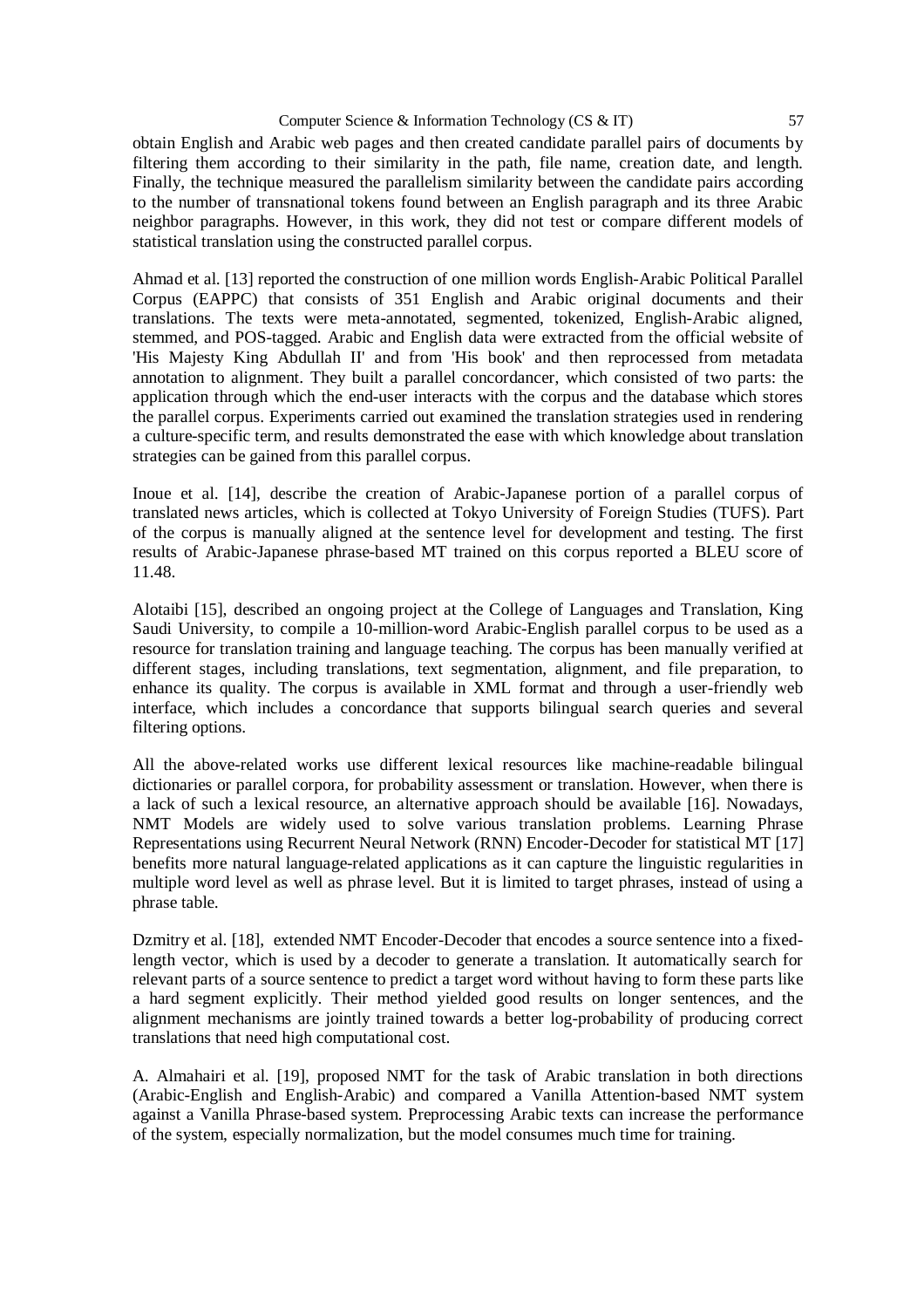obtain English and Arabic web pages and then created candidate parallel pairs of documents by filtering them according to their similarity in the path, file name, creation date, and length. Finally, the technique measured the parallelism similarity between the candidate pairs according to the number of transnational tokens found between an English paragraph and its three Arabic neighbor paragraphs. However, in this work, they did not test or compare different models of statistical translation using the constructed parallel corpus.

Ahmad et al. [13] reported the construction of one million words English-Arabic Political Parallel Corpus (EAPPC) that consists of 351 English and Arabic original documents and their translations. The texts were meta-annotated, segmented, tokenized, English-Arabic aligned, stemmed, and POS-tagged. Arabic and English data were extracted from the official website of 'His Majesty King Abdullah II' and from 'His book' and then reprocessed from metadata annotation to alignment. They built a parallel concordancer, which consisted of two parts: the application through which the end-user interacts with the corpus and the database which stores the parallel corpus. Experiments carried out examined the translation strategies used in rendering a culture-specific term, and results demonstrated the ease with which knowledge about translation strategies can be gained from this parallel corpus.

Inoue et al. [14], describe the creation of Arabic-Japanese portion of a parallel corpus of translated news articles, which is collected at Tokyo University of Foreign Studies (TUFS). Part of the corpus is manually aligned at the sentence level for development and testing. The first results of Arabic-Japanese phrase-based MT trained on this corpus reported a BLEU score of 11.48.

Alotaibi [15], described an ongoing project at the College of Languages and Translation, King Saudi University, to compile a 10-million-word Arabic-English parallel corpus to be used as a resource for translation training and language teaching. The corpus has been manually verified at different stages, including translations, text segmentation, alignment, and file preparation, to enhance its quality. The corpus is available in XML format and through a user-friendly web interface, which includes a concordance that supports bilingual search queries and several filtering options.

All the above-related works use different lexical resources like machine-readable bilingual dictionaries or parallel corpora, for probability assessment or translation. However, when there is a lack of such a lexical resource, an alternative approach should be available [16]. Nowadays, NMT Models are widely used to solve various translation problems. Learning Phrase Representations using Recurrent Neural Network (RNN) Encoder-Decoder for statistical MT [17] benefits more natural language-related applications as it can capture the linguistic regularities in multiple word level as well as phrase level. But it is limited to target phrases, instead of using a phrase table.

Dzmitry et al. [18], extended NMT Encoder-Decoder that encodes a source sentence into a fixed-length vector, which is used by a decoder to generate a translation. It automatically search for relevant parts of a source sentence to predict a target word without having to form these parts like a hard segment explicitly. Their method yielded good results on longer sentences, and the alignment mechanisms are jointly trained towards a better log-probability of producing correct translations that need high computational cost.

A. Almahairi et al. [19], proposed NMT for the task of Arabic translation in both directions (Arabic-English and English-Arabic) and compared a Vanilla Attention-based NMT system against a Vanilla Phrase-based system. Preprocessing Arabic texts can increase the performance of the system, especially normalization, but the model consumes much time for training.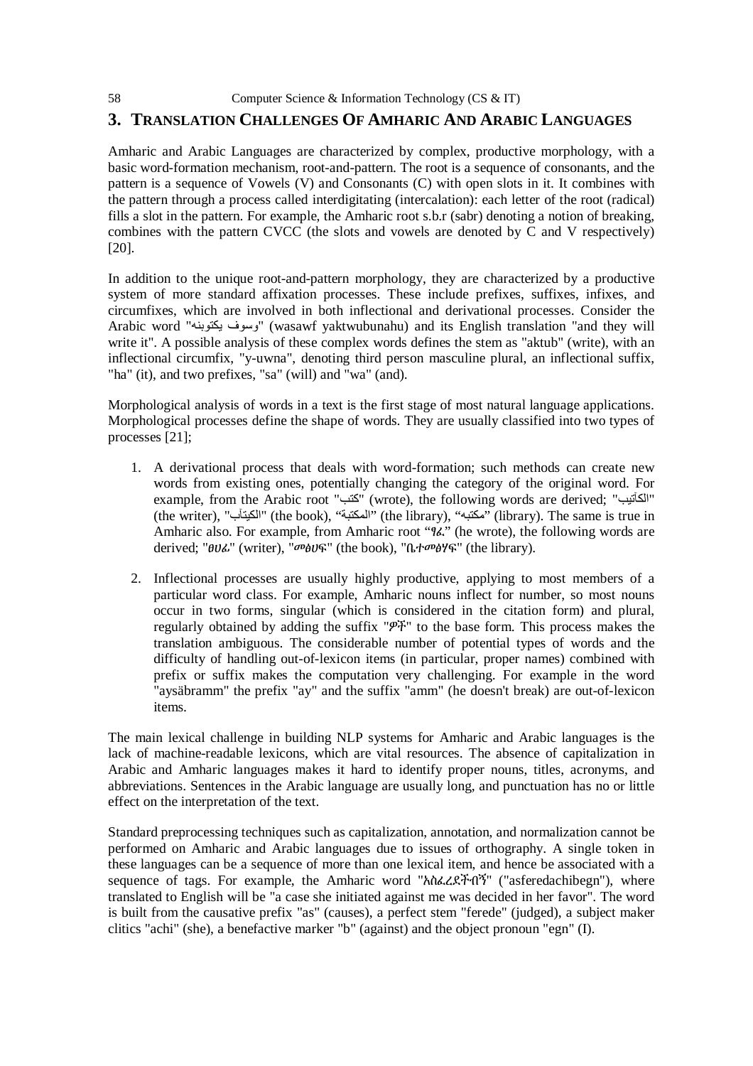## 3. TRANSLATION CHALLENGES OF AMHARIC AND ARABIC LANGUAGES

Amharic and Arabic Languages are characterized by complex, productive morphology, with a basic word-formation mechanism, root-and-pattern. The root is a sequence of consonants, and the pattern is a sequence of Vowels (V) and Consonants (C) with open slots in it. It combines with the pattern through a process called interdigitating (intercalation): each letter of the root (radical) fills a slot in the pattern. For example, the Amharic root s.b.r (sabr) denoting a notion of breaking, combines with the pattern CVCC (the slots and vowels are denoted by C and V respectively) [20].

In addition to the unique root-and-pattern morphology, they are characterized by a productive system of more standard affixation processes. These include prefixes, suffixes, infixes, and circumfixes, which are involved in both inflectional and derivational processes. Consider the Arabic word "وسوف يكتوبنه" (wasawf yaktwubunahu) and its English translation "and they will write it". A possible analysis of these complex words defines the stem as "aktub" (write), with an inflectional circumfix, "y-uwna", denoting third person masculine plural, an inflectional suffix, "ha" (it), and two prefixes, "sa" (will) and "wa" (and).

Morphological analysis of words in a text is the first stage of most natural language applications. Morphological processes define the shape of words. They are usually classified into two types of processes [21];

1. A derivational process that deals with word-formation; such methods can create new words from existing ones, potentially changing the category of the original word. For example, from the Arabic root "كتب" (wrote), the following words are derived; "الكاتِب" (the writer), "الكِتَاب" (the book), "المكتبة" (the library), "مكتبه" (library). The same is true in Amharic also. For example, from Amharic root "ፃፈ" (he wrote), the following words are derived; "ፀሀፊ" (writer), "መፅሀፍ" (the book), "ቤተመፅሃፍ" (the library).
2. Inflectional processes are usually highly productive, applying to most members of a particular word class. For example, Amharic nouns inflect for number, so most nouns occur in two forms, singular (which is considered in the citation form) and plural, regularly obtained by adding the suffix "ዎች" to the base form. This process makes the translation ambiguous. The considerable number of potential types of words and the difficulty of handling out-of-lexicon items (in particular, proper names) combined with prefix or suffix makes the computation very challenging. For example in the word "aysäbramm" the prefix "ay" and the suffix "amm" (he doesn't break) are out-of-lexicon items.

The main lexical challenge in building NLP systems for Amharic and Arabic languages is the lack of machine-readable lexicons, which are vital resources. The absence of capitalization in Arabic and Amharic languages makes it hard to identify proper nouns, titles, acronyms, and abbreviations. Sentences in the Arabic language are usually long, and punctuation has no or little effect on the interpretation of the text.

Standard preprocessing techniques such as capitalization, annotation, and normalization cannot be performed on Amharic and Arabic languages due to issues of orthography. A single token in these languages can be a sequence of more than one lexical item, and hence be associated with a sequence of tags. For example, the Amharic word "አስፈረደችብኝ" ("asferedachibegn"), where translated to English will be "a case she initiated against me was decided in her favor". The word is built from the causative prefix "as" (causes), a perfect stem "ferede" (judged), a subject maker clitics "achi" (she), a benefactive marker "b" (against) and the object pronoun "egn" (I).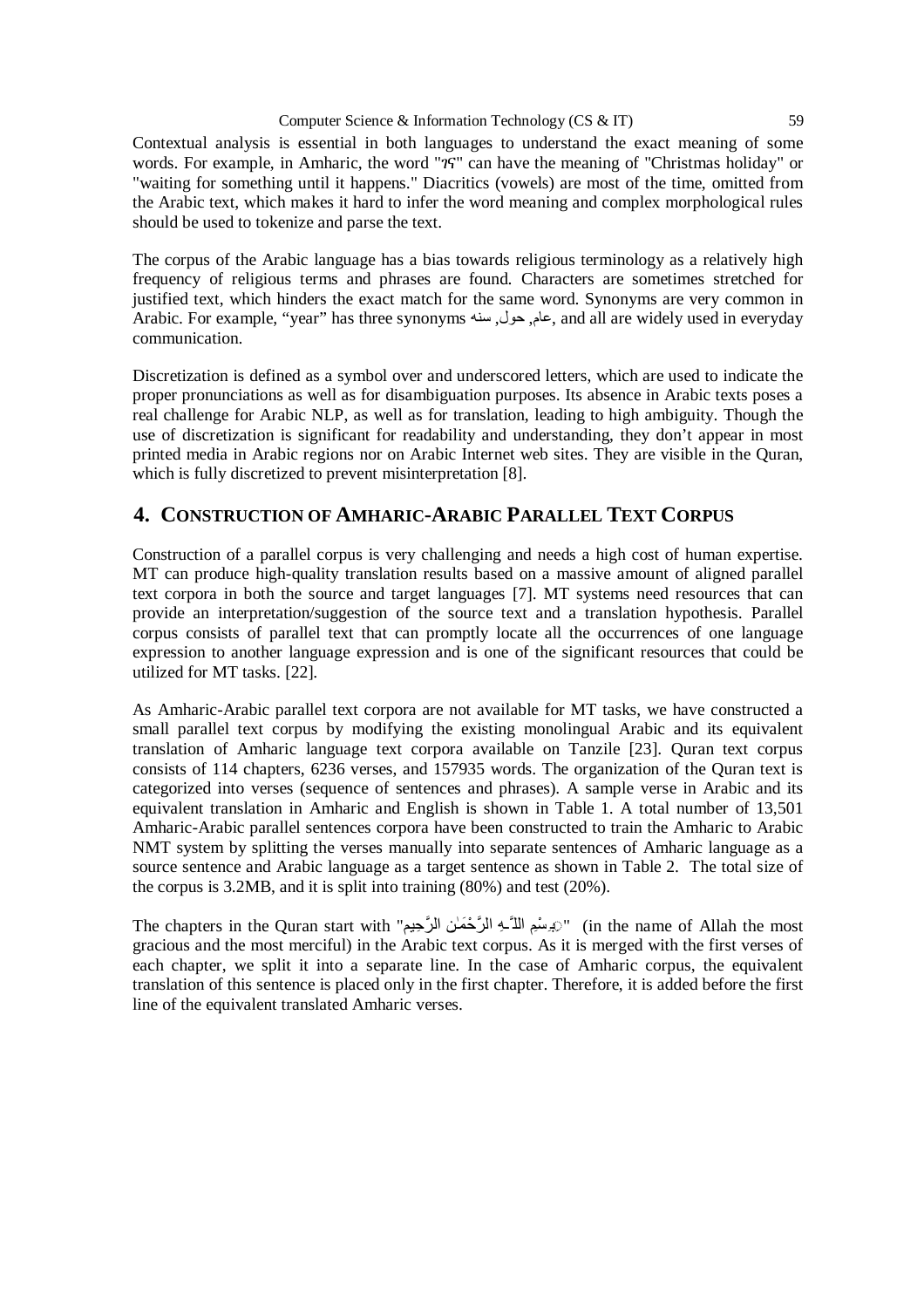Contextual analysis is essential in both languages to understand the exact meaning of some words. For example, in Amharic, the word "ገና" can have the meaning of "Christmas holiday" or "waiting for something until it happens." Diacritics (vowels) are most of the time, omitted from the Arabic text, which makes it hard to infer the word meaning and complex morphological rules should be used to tokenize and parse the text.

The corpus of the Arabic language has a bias towards religious terminology as a relatively high frequency of religious terms and phrases are found. Characters are sometimes stretched for justified text, which hinders the exact match for the same word. Synonyms are very common in Arabic. For example, "year" has three synonyms عام, حول, سنه, and all are widely used in everyday communication.

Discretization is defined as a symbol over and underscored letters, which are used to indicate the proper pronunciations as well as for disambiguation purposes. Its absence in Arabic texts poses a real challenge for Arabic NLP, as well as for translation, leading to high ambiguity. Though the use of discretization is significant for readability and understanding, they don't appear in most printed media in Arabic regions nor on Arabic Internet web sites. They are visible in the Quran, which is fully discretized to prevent misinterpretation [8].

## 4. CONSTRUCTION OF AMHARIC-ARABIC PARALLEL TEXT CORPUS

Construction of a parallel corpus is very challenging and needs a high cost of human expertise. MT can produce high-quality translation results based on a massive amount of aligned parallel text corpora in both the source and target languages [7]. MT systems need resources that can provide an interpretation/suggestion of the source text and a translation hypothesis. Parallel corpus consists of parallel text that can promptly locate all the occurrences of one language expression to another language expression and is one of the significant resources that could be utilized for MT tasks. [22].

As Amharic-Arabic parallel text corpora are not available for MT tasks, we have constructed a small parallel text corpus by modifying the existing monolingual Arabic and its equivalent translation of Amharic language text corpora available on Tanzile [23]. Quran text corpus consists of 114 chapters, 6236 verses, and 157935 words. The organization of the Quran text is categorized into verses (sequence of sentences and phrases). A sample verse in Arabic and its equivalent translation in Amharic and English is shown in Table 1. A total number of 13,501 Amharic-Arabic parallel sentences corpora have been constructed to train the Amharic to Arabic NMT system by splitting the verses manually into separate sentences of Amharic language as a source sentence and Arabic language as a target sentence as shown in Table 2. The total size of the corpus is 3.2MB, and it is split into training (80%) and test (20%).

The chapters in the Quran start with "بِسْمِ اللَّـهِ الرَّحْمَـٰنِ الرَّحِيمِ" (in the name of Allah the most gracious and the most merciful) in the Arabic text corpus. As it is merged with the first verses of each chapter, we split it into a separate line. In the case of Amharic corpus, the equivalent translation of this sentence is placed only in the first chapter. Therefore, it is added before the first line of the equivalent translated Amharic verses.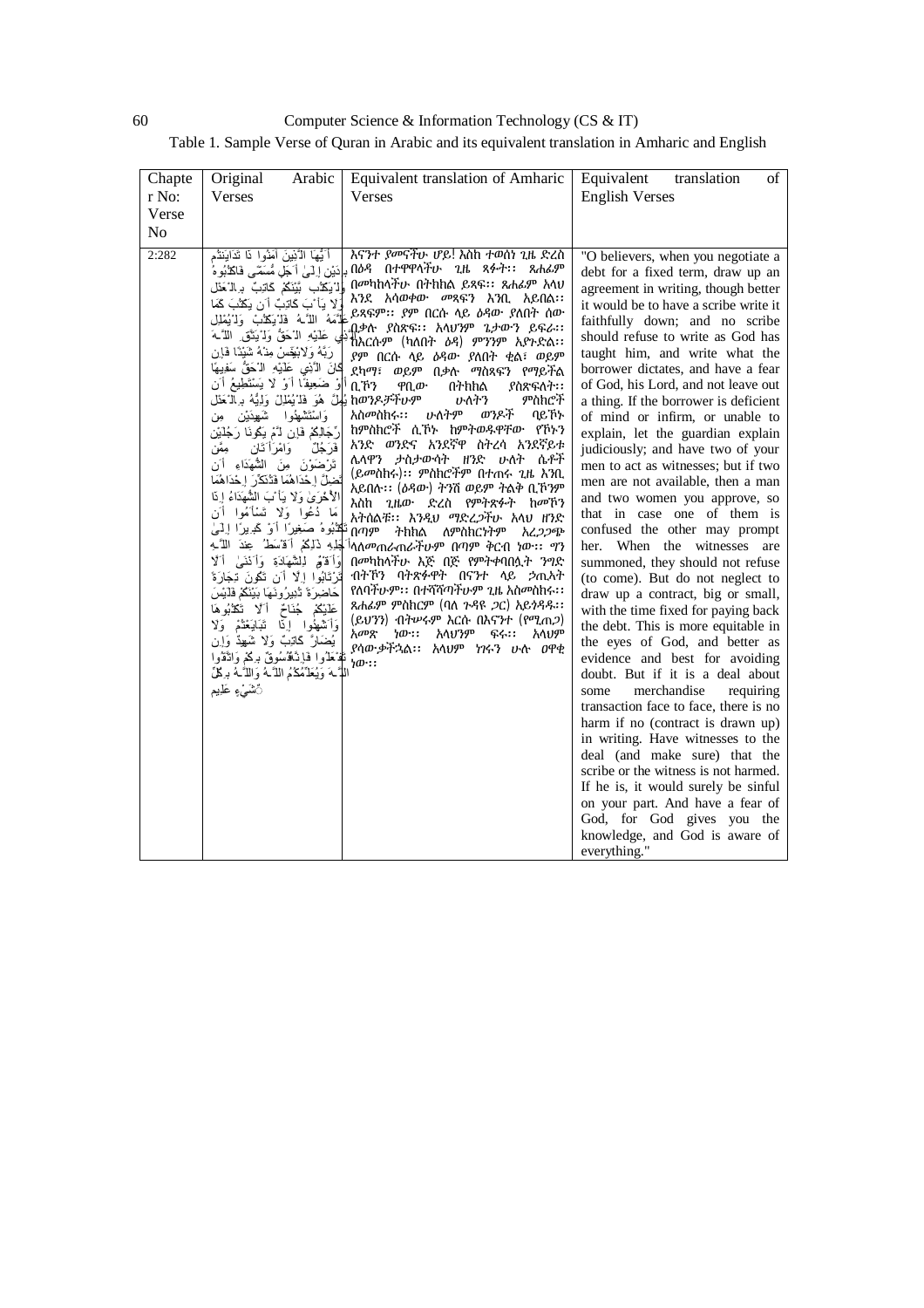Table 1. Sample Verse of Quran in Arabic and its equivalent translation in Amharic and English

| Chapter No: Verse No | Original Arabic Verses | Equivalent translation of Amharic Verses | Equivalent translation of English Verses |
|---|---|---|---|
| 2:282 | أَيُّهَا الَّذِينَ آمَنُوا إِذَا تَدَايَنتُم بِدَيْنٍ إِلَىٰ أَجَلٍ مُّسَمًّى فَاكْتُبُوهُ وَلْيَكْتُب بَّيْنَكُمْ كَاتِبٌ بِالْعَدْلِ وَلَا يَأْبَ كَاتِبٌ أَن يَكْتُبَ كَمَا عَلَّمَهُ اللَّهُ فَلْيَكْتُبْ وَلْيُمْلِلِ الَّذِي عَلَيْهِ الْحَقُّ وَلْيَتَّقِ اللَّهَ رَبَّهُ وَلَا يَبْخَسْ مِنْهُ شَيْئًا فَإِن كَانَ الَّذِي عَلَيْهِ الْحَقُّ سَفِيهًا أَوْ ضَعِيفًا أَوْ لَا يَسْتَطِيعُ أَن يُمِلَّ هُوَ فَلْيُمْلِلْ وَلِيُّهُ بِالْعَدْلِ وَاسْتَشْهِدُوا شَهِيدَيْنِ مِن رِّجَالِكُمْ فَإِن لَّمْ يَكُونَا رَجُلَيْنِ فَرَجُلٌ وَامْرَأَتَانِ مِمَّن تَرْضَوْنَ مِنَ الشُّهَدَاءِ أَن تَضِلَّ إِحْدَاهُمَا فَتُذَكِّرَ إِحْدَاهُمَا الْأُخْرَىٰ وَلَا يَأْبَ الشُّهَدَاءُ إِذَا مَا دُعُوا وَلَا تَسْأَمُوا أَن تَكْتُبُوهُ صَغِيرًا أَوْ كَبِيرًا إِلَىٰ أَجَلِهِ ذَٰلِكُمْ أَقْسَطُ عِندَ اللَّهِ وَأَقْوَمُ لِلشَّهَادَةِ وَأَدْنَىٰ أَلَّا تَرْتَابُوا إِلَّا أَن تَكُونَ تِجَارَةً حَاضِرَةً تُدِيرُونَهَا بَيْنَكُمْ فَلَيْسَ عَلَيْكُمْ جُنَاحٌ أَلَّا تَكْتُبُوهَا وَأَشْهِدُوا إِذَا تَبَايَعْتُمْ وَلَا يُضَارَّ كَاتِبٌ وَلَا شَهِيدٌ وَإِن تَفْعَلُوا فَإِنَّهُ فُسُوقٌ بِكُمْ وَاتَّقُوا اللَّهَ وَيُعَلِّمُكُمُ اللَّهُ وَاللَّهُ بِكُلِّ شَيْءٍ عَلِيمٌ | እናንተ ያመናችሁ ሆይ! እስከ ተወሰነ ጊዜ ድረስ በዕዳ በተዋዋላችሁ ጊዜ ጻፉት፡፡ ጸሐፊም በመካከላችሁ በትክክል ይጻፍ፡፡ ጸሐፊም አላህ እንደ አሳወቀው መጻፍን እንቢ አይበል፡፡ ይጻፍም፡፡ ያ በርሱ ላይ ዕዳው ያለበት ሰው በቃሉ ያስጽፍ፡፡ አላህንም ጌታውን ይፍራ፡፡ ከእርሱም (ካለበት ዕዳ) ምንንም አያጉድል፡፡ ያ በርሱ ላይ ዕዳው ያለበት ቂል፣ ወይም ደካማ፣ ወይም በቃሉ ማስጻፍን የማይችል ቢኾን ዋቢው በትክክል ያስጽፍለት፡፡ ከወንዶቻችሁም ሁለትን ምስክሮች አስመስክሩ፡፡ ሁለቱም ወንዶች ባይኾኑ ከምስክሮች ሲኾኑ ከምትወዱዋቸው የኾኑን አንድ ወንድና አንደኛዋ ስትረሳ አንደኛይቱ ሌላዋን ታስታውሳት ዘንድ ሁለት ሴቶች (ይመስክሩ)፡፡ ምስክሮችም በተጠሩ ጊዜ እንቢ አይበሉ፡፡ (ዕዳው) ትንሽ ወይም ትልቅ ቢኾንም እስከ ጊዜው ድረስ የምትጽፉት ከመኾን አትሰልቹ፡፡ እንዲህ ማድረጋችሁ አላህ ዘንድ በጣም ትክክል ለምስክርነትም አረጋጋጭ ላለመጠራጠራችሁም በጣም ቅርብ ነው፡፡ ግን በመካከላችሁ እጅ በጅ የምትቀባበሏት ንግድ ብትኾን ባትጽፉዋት በናንተ ላይ ኃጢአት የለባችሁም፡፡ በተሻሻጣችሁም ጊዜ አስመስክሩ፡፡ ጸሐፊም ምስክርም (ባለ ጉዳዩ ጋር) አይጎዳዱ፡፡ (ይህንን) ብትሠሩም እርሱ በእናንተ (የሚጠጋ) አመጽ ነው፡፡ አላህንም ፍሩ፡፡ አላህም ያሳውቃችኋል፡፡ አላህም ነገሩን ሁሉ ዐዋቂ ነው፡፡ | "O believers, when you negotiate a debt for a fixed term, draw up an agreement in writing, though better it would be to have a scribe write it faithfully down; and no scribe should refuse to write as God has taught him, and write what the borrower dictates, and have a fear of God, his Lord, and not leave out a thing. If the borrower is deficient of mind or infirm, or unable to explain, let the guardian explain judiciously; and have two of your men to act as witnesses; but if two men are not available, then a man and two women you approve, so that in case one of them is confused the other may prompt her. When the witnesses are summoned, they should not refuse (to come). But do not neglect to draw up a contract, big or small, with the time fixed for paying back the debt. This is more equitable in the eyes of God, and better as evidence and best for avoiding doubt. But if it is a deal about some merchandise requiring transaction face to face, there is no harm if no (contract is drawn up) in writing. Have witnesses to the deal (and make sure) that the scribe or the witness is not harmed. If he is, it would surely be sinful on your part. And have a fear of God, for God gives you the knowledge, and God is aware of everything." |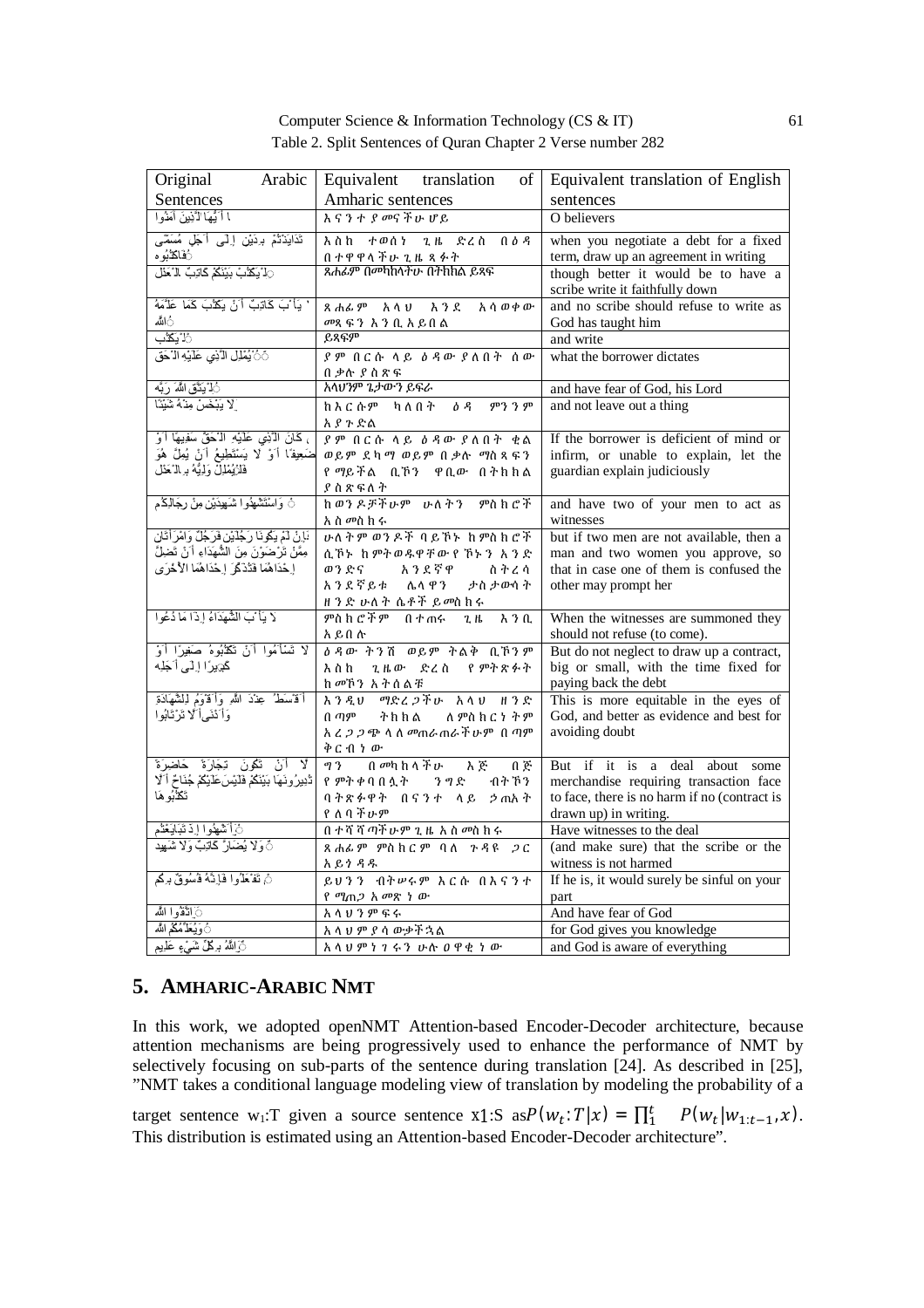Table 2. Split Sentences of Quran Chapter 2 Verse number 282

| Original Arabic Sentences | Equivalent translation of Amharic sentences | Equivalent translation of English sentences |
|---|---|---|
| يَا أَيُّهَا الَّذِينَ آمَنُوا | እናንተ የመናችሁ ሆይ | O believers |
| تَدَايَنتُم بِدَيْنٍ إِلَىٰ أَجَلٍ مُّسَمًّى فَاكْتُبُوهُ | እስከ ተወሰነ ጊዜ ድረስ በዕዳ በተዋዋላችሁ ጊዜ ጻፉት | when you negotiate a debt for a fixed term, draw up an agreement in writing |
| وَلْيَكْتُب بَّيْنَكُمْ كَاتِبٌ بِالْعَدْلِ | ጸሐፊም በመካከላችሁ በትክክል ይጻፍ | though better it would be to have a scribe write it faithfully down |
| وَلَا يَأْبَ كَاتِبٌ أَن يَكْتُبَ كَمَا عَلَّمَهُ اللَّهُ | ጸሐፊም አላህ እንደ አሳወቀው መጻፍን እንቢ አይበል | and no scribe should refuse to write as God has taught him |
| فَلْيَكْتُبْ | ይጻፍም | and write |
| وَلْيُمْلِلِ الَّذِي عَلَيْهِ الْحَقُّ | የም በርሱ ላይ ዕዳው ያለበት ሰው በቃሉ ያስጽፍ | what the borrower dictates |
| وَلْيَتَّقِ اللَّهَ رَبَّهُ | አላህንም ጌታውን ይፍራ | and have fear of God, his Lord |
| وَلَا يَبْخَسْ مِنْهُ شَيْئًا | ከእርሱም ካለበት ዕዳ ምንንም አያጉድል | and not leave out a thing |
| فَإِن كَانَ الَّذِي عَلَيْهِ الْحَقُّ سَفِيهًا أَوْ ضَعِيفًا أَوْ لَا يَسْتَطِيعُ أَن يُمِلَّ هُوَ فَلْيُمْلِلْ وَلِيُّهُ بِالْعَدْلِ | የም በርሱ ላይ ዕዳው ያለበት ቂል ወይም ደካማ ወይም በቃሉ ማስጻፍን የማይችል ቢኾን ዋቢው በትክክል ያስጽፍለት | If the borrower is deficient of mind or infirm, or unable to explain, let the guardian explain judiciously |
| وَاسْتَشْهِدُوا شَهِيدَيْنِ مِن رِّجَالِكُمْ | ከወንዶቻችሁም ሁለትን ምስክሮች አስመስክሩ | and have two of your men to act as witnesses |
| فَإِن لَّمْ يَكُونَا رَجُلَيْنِ فَرَجُلٌ وَامْرَأَتَانِ مِمَّن تَرْضَوْنَ مِنَ الشُّهَدَاءِ أَن تَضِلَّ إِحْدَاهُمَا فَتُذَكِّرَ إِحْدَاهُمَا الْأُخْرَىٰ | ሁለትም ወንዶች ባይኾኑ ከምስክሮች ሲኾኑ ከምትወዱዋቸው የኾኑን አንድ ወንድና አንደኛዋ ስትረሳ አንደኛይቱ ሌላዋን ታስታውሳት ዘንድ ሁለት ሴቶች ይመስክሩ | but if two men are not available, then a man and two women you approve, so that in case one of them is confused the other may prompt her |
| وَلَا يَأْبَ الشُّهَدَاءُ إِذَا مَا دُعُوا | ምስክሮችም በተጠሩ ጊዜ እንቢ አይበሉ | When the witnesses are summoned they should not refuse (to come). |
| وَلَا تَسْأَمُوا أَن تَكْتُبُوهُ صَغِيرًا أَوْ كَبِيرًا إِلَىٰ أَجَلِهِ | ዕዳው ትንሽ ወይም ትልቅ ቢኾንም እስከ ጊዜው ድረስ የምትጽፉት ከመኾን አትሰልቹ | But do not neglect to draw up a contract, big or small, with the time fixed for paying back the debt |
| ذَٰلِكُمْ أَقْسَطُ عِندَ اللَّهِ وَأَقْوَمُ لِلشَّهَادَةِ وَأَدْنَىٰ أَلَّا تَرْتَابُوا | እንዲህ ማድረጋችሁ አላህ ዘንድ በጣም ትክክል ለምስክርነትም አረጋጋጭ ላለመጠራጠራችሁም በጣም ቅርብ ነው | This is more equitable in the eyes of God, and better as evidence and best for avoiding doubt |
| إِلَّا أَن تَكُونَ تِجَارَةً حَاضِرَةً تُدِيرُونَهَا بَيْنَكُمْ فَلَيْسَ عَلَيْكُمْ جُنَاحٌ أَلَّا تَكْتُبُوهَا | ግን በመካከላችሁ እጅ በእጅ የምትቀባበሏት ንግድ ብትኾን ባትጽፉዋት በናንተ ላይ ኃጢአት የለባችሁም | But if it is a deal about some merchandise requiring transaction face to face, there is no harm if no (contract is drawn up) in writing. |
| وَأَشْهِدُوا إِذَا تَبَايَعْتُمْ | በተሻሻጣችሁም ጊዜ አስመስክሩ | Have witnesses to the deal |
| وَلَا يُضَارَّ كَاتِبٌ وَلَا شَهِيدٌ | ጸሐፊም ምስክርም ባለ ጉዳዩ ጋር አይጎዳዱ | (and make sure) that the scribe or the witness is not harmed |
| وَإِن تَفْعَلُوا فَإِنَّهُ فُسُوقٌ بِكُمْ | ይህንን ብትሠሩም እርሱ በእናንተ የሚጠጋ አመጽ ነው | If he is, it would surely be sinful on your part |
| وَاتَّقُوا اللَّهَ | አላህንም ፍሩ | And have fear of God |
| وَيُعَلِّمُكُمُ اللَّهُ | አላህም ያሳውቃችኋል | for God gives you knowledge |
| وَاللَّهُ بِكُلِّ شَيْءٍ عَلِيمٌ | አላህም ነገሩን ሁሉ ዐዋቂ ነው | and God is aware of everything |

## 5. AMHARIC-ARABIC NMT

In this work, we adopted openNMT Attention-based Encoder-Decoder architecture, because attention mechanisms are being progressively used to enhance the performance of NMT by selectively focusing on sub-parts of the sentence during translation [24]. As described in [25], "NMT takes a conditional language modeling view of translation by modeling the probability of a target sentence $w_{1:T}$ given a source sentence $x_{1:S}$ as $P(w_t{:}T|x) = \prod_1^t P(w_t|w_{1:t-1}, x)$. This distribution is estimated using an Attention-based Encoder-Decoder architecture".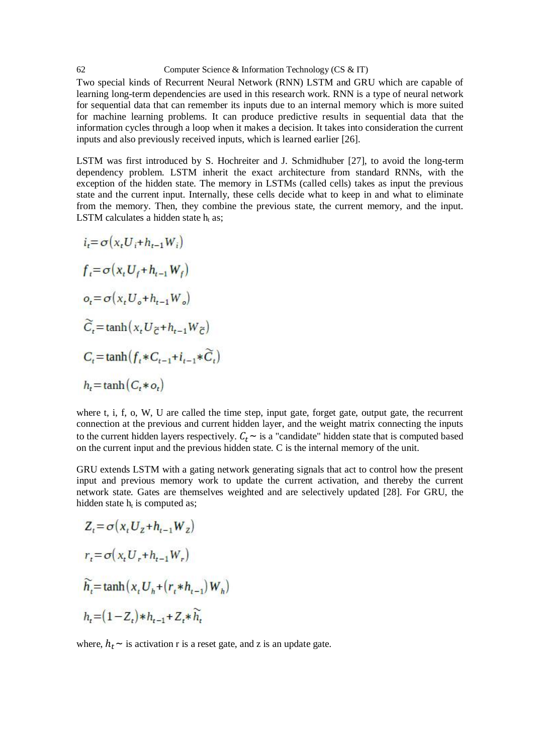Two special kinds of Recurrent Neural Network (RNN) LSTM and GRU which are capable of learning long-term dependencies are used in this research work. RNN is a type of neural network for sequential data that can remember its inputs due to an internal memory which is more suited for machine learning problems. It can produce predictive results in sequential data that the information cycles through a loop when it makes a decision. It takes into consideration the current inputs and also previously received inputs, which is learned earlier [26].

LSTM was first introduced by S. Hochreiter and J. Schmidhuber [27], to avoid the long-term dependency problem. LSTM inherit the exact architecture from standard RNNs, with the exception of the hidden state. The memory in LSTMs (called cells) takes as input the previous state and the current input. Internally, these cells decide what to keep in and what to eliminate from the memory. Then, they combine the previous state, the current memory, and the input. LSTM calculates a hidden state $h_t$ as;

$$i_t = \sigma(x_t U_i + h_{t-1} W_i)$$

$$f_t = \sigma(x_t U_f + h_{t-1} W_f)$$

$$o_t = \sigma(x_t U_o + h_{t-1} W_o)$$

$$\widetilde{C}_t = \tanh(x_t U_{\widetilde{C}} + h_{t-1} W_{\widetilde{C}})$$

$$C_t = \tanh(f_t * C_{t-1} + i_{t-1} * \widetilde{C}_t)$$

$$h_t = \tanh(C_t * o_t)$$

where t, i, f, o, W, U are called the time step, input gate, forget gate, output gate, the recurrent connection at the previous and current hidden layer, and the weight matrix connecting the inputs to the current hidden layers respectively. $C_t \sim$ is a "candidate" hidden state that is computed based on the current input and the previous hidden state. C is the internal memory of the unit.

GRU extends LSTM with a gating network generating signals that act to control how the present input and previous memory work to update the current activation, and thereby the current network state. Gates are themselves weighted and are selectively updated [28]. For GRU, the hidden state $h_t$ is computed as;

$$Z_t = \sigma(x_t U_Z + h_{t-1} W_Z)$$

$$r_t = \sigma(x_t U_r + h_{t-1} W_r)$$

$$\widetilde{h}_t = \tanh(x_t U_h + (r_t * h_{t-1}) W_h)$$

$$h_t = (1 - Z_t) * h_{t-1} + Z_t * \widetilde{h}_t$$

where, $h_t \sim$ is activation r is a reset gate, and z is an update gate.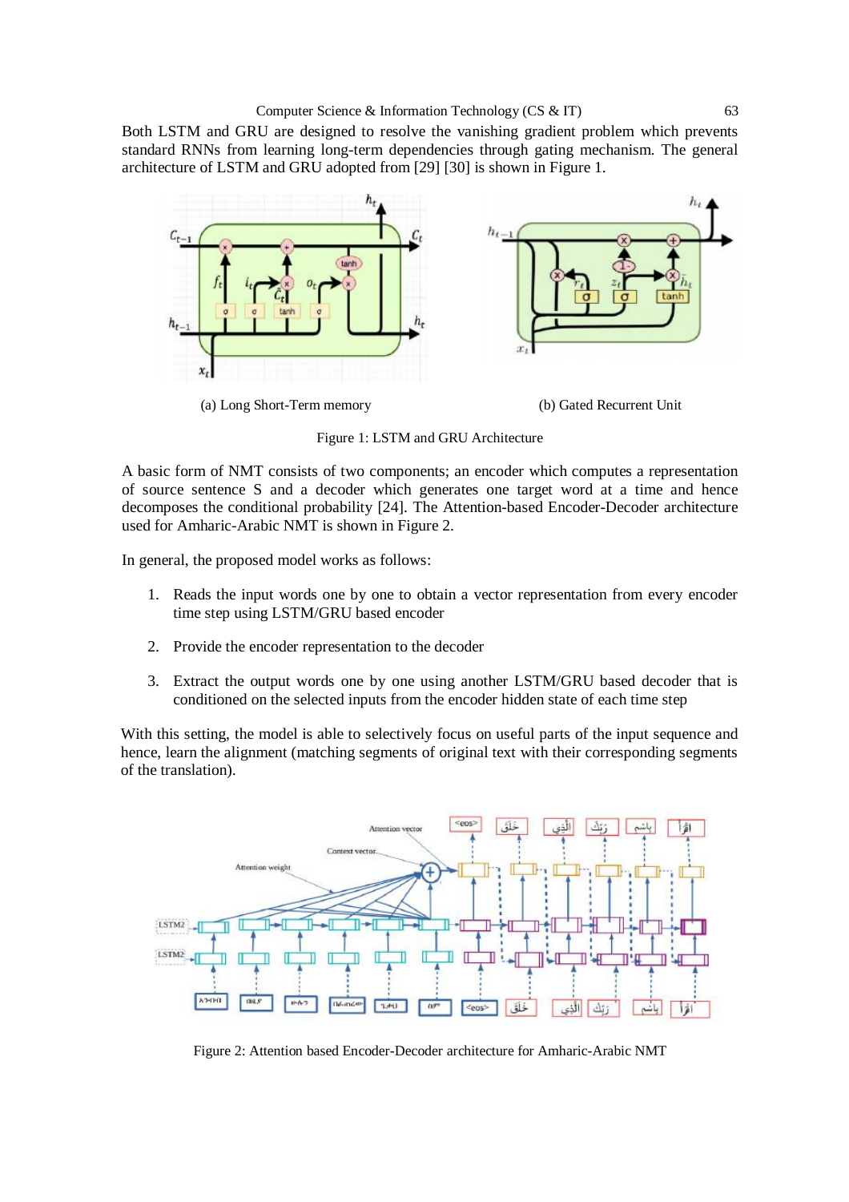Both LSTM and GRU are designed to resolve the vanishing gradient problem which prevents standard RNNs from learning long-term dependencies through gating mechanism. The general architecture of LSTM and GRU adopted from [29] [30] is shown in Figure 1.

(a) Long Short-Term memory

(b) Gated Recurrent Unit

Figure 1: LSTM and GRU Architecture

A basic form of NMT consists of two components; an encoder which computes a representation of source sentence S and a decoder which generates one target word at a time and hence decomposes the conditional probability [24]. The Attention-based Encoder-Decoder architecture used for Amharic-Arabic NMT is shown in Figure 2.

In general, the proposed model works as follows:

1. Reads the input words one by one to obtain a vector representation from every encoder time step using LSTM/GRU based encoder
2. Provide the encoder representation to the decoder
3. Extract the output words one by one using another LSTM/GRU based decoder that is conditioned on the selected inputs from the encoder hidden state of each time step

With this setting, the model is able to selectively focus on useful parts of the input sequence and hence, learn the alignment (matching segments of original text with their corresponding segments of the translation).

Figure 2: Attention based Encoder-Decoder architecture for Amharic-Arabic NMT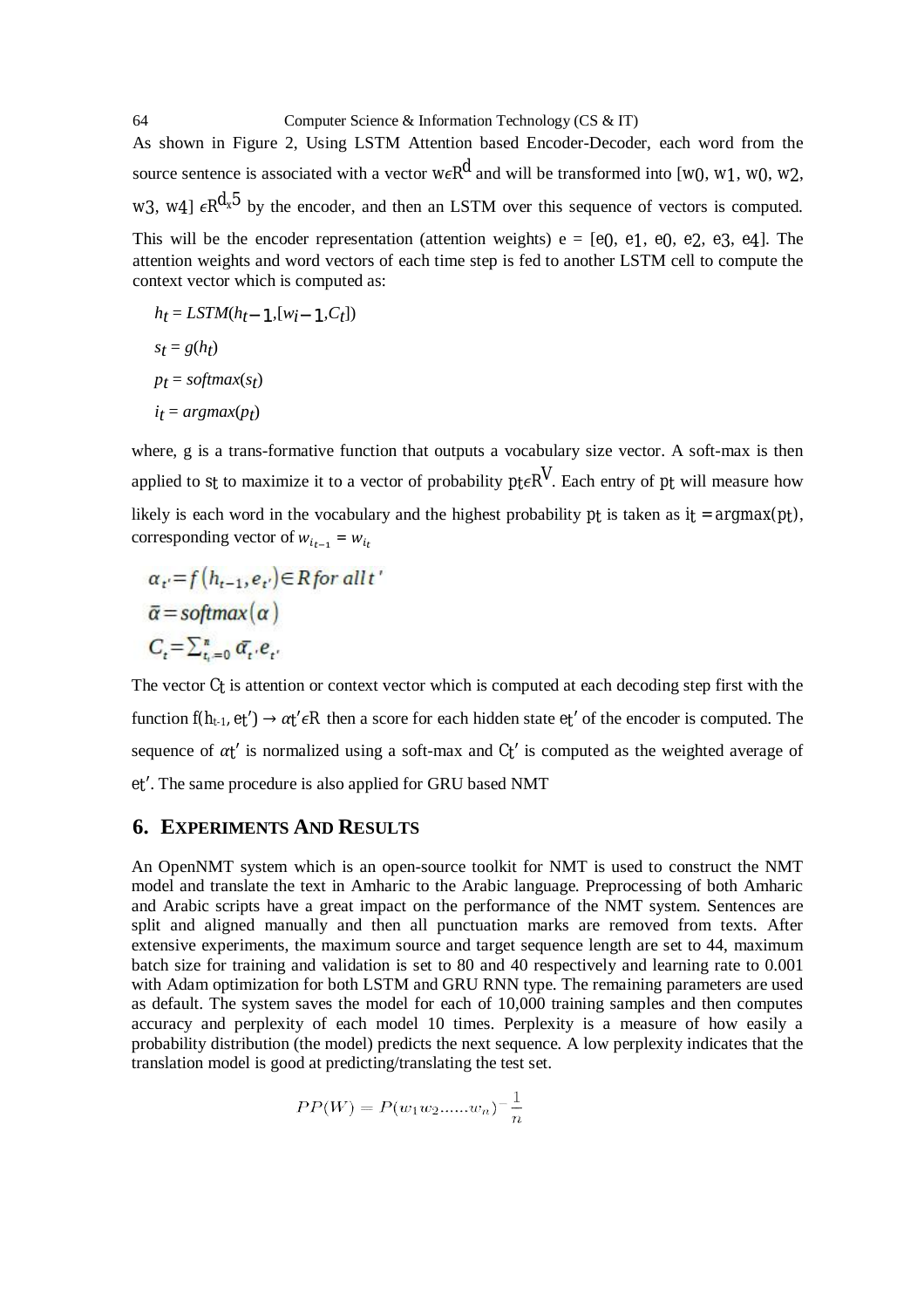As shown in Figure 2, Using LSTM Attention based Encoder-Decoder, each word from the source sentence is associated with a vector $w \epsilon R^d$ and will be transformed into $[w0, w1, w0, w2, w3, w4] \epsilon R^{d_x 5}$ by the encoder, and then an LSTM over this sequence of vectors is computed. This will be the encoder representation (attention weights) $e = [e0, e1, e0, e2, e3, e4]$. The attention weights and word vectors of each time step is fed to another LSTM cell to compute the context vector which is computed as:

$$h_t = LSTM(h_{t-1}, [w_{i-1}, C_t])$$

$$s_t = g(h_t)$$

$$p_t = softmax(s_t)$$

$$i_t = argmax(p_t)$$

where, g is a trans-formative function that outputs a vocabulary size vector. A soft-max is then applied to $s_t$ to maximize it to a vector of probability $p_t \epsilon R^V$. Each entry of $p_t$ will measure how likely is each word in the vocabulary and the highest probability $p_t$ is taken as $i_t = argmax(p_t)$, corresponding vector of $w_{i_{t-1}} = w_{i_t}$

$$\alpha_{t'} = f(h_{t-1}, e_{t'}) \in R \text{ for all } t'$$

$$\bar{\alpha} = softmax(\alpha)$$

$$C_t = \sum_{t_t=0}^{n} \bar{\alpha}_{t'} . e_{t'}$$

The vector $C_t$ is attention or context vector which is computed at each decoding step first with the function $f(h_{t-1}, e_{t'}) \rightarrow \alpha_{t'} \epsilon R$ then a score for each hidden state $e_{t'}$ of the encoder is computed. The sequence of $\alpha_{t'}$ is normalized using a soft-max and $C_{t'}$ is computed as the weighted average of $e_{t'}$. The same procedure is also applied for GRU based NMT

## 6. EXPERIMENTS AND RESULTS

An OpenNMT system which is an open-source toolkit for NMT is used to construct the NMT model and translate the text in Amharic to the Arabic language. Preprocessing of both Amharic and Arabic scripts have a great impact on the performance of the NMT system. Sentences are split and aligned manually and then all punctuation marks are removed from texts. After extensive experiments, the maximum source and target sequence length are set to 44, maximum batch size for training and validation is set to 80 and 40 respectively and learning rate to 0.001 with Adam optimization for both LSTM and GRU RNN type. The remaining parameters are used as default. The system saves the model for each of 10,000 training samples and then computes accuracy and perplexity of each model 10 times. Perplexity is a measure of how easily a probability distribution (the model) predicts the next sequence. A low perplexity indicates that the translation model is good at predicting/translating the test set.

$$PP(W) = P(w_1 w_2 ......w_n)^{-\frac{1}{n}}$$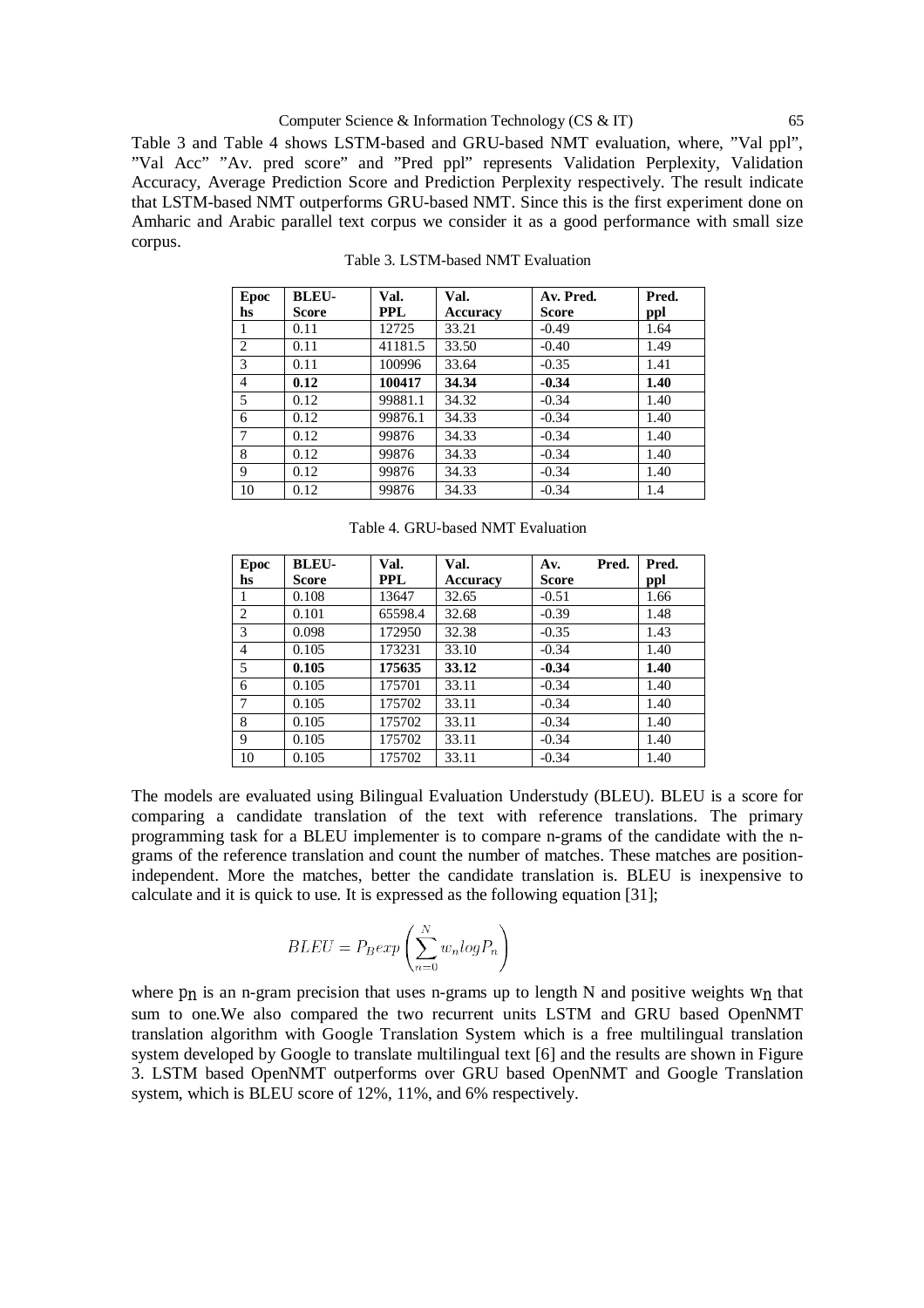Table 3 and Table 4 shows LSTM-based and GRU-based NMT evaluation, where, "Val ppl", "Val Acc" "Av. pred score" and "Pred ppl" represents Validation Perplexity, Validation Accuracy, Average Prediction Score and Prediction Perplexity respectively. The result indicate that LSTM-based NMT outperforms GRU-based NMT. Since this is the first experiment done on Amharic and Arabic parallel text corpus we consider it as a good performance with small size corpus.

Table 3. LSTM-based NMT Evaluation

| Epochs | BLEU-Score | Val. PPL | Val. Accuracy | Av. Pred. Score | Pred. ppl |
|---|---|---|---|---|---|
| 1 | 0.11 | 12725 | 33.21 | -0.49 | 1.64 |
| 2 | 0.11 | 41181.5 | 33.50 | -0.40 | 1.49 |
| 3 | 0.11 | 100996 | 33.64 | -0.35 | 1.41 |
| **4** | **0.12** | **100417** | **34.34** | **-0.34** | **1.40** |
| 5 | 0.12 | 99881.1 | 34.32 | -0.34 | 1.40 |
| 6 | 0.12 | 99876.1 | 34.33 | -0.34 | 1.40 |
| 7 | 0.12 | 99876 | 34.33 | -0.34 | 1.40 |
| 8 | 0.12 | 99876 | 34.33 | -0.34 | 1.40 |
| 9 | 0.12 | 99876 | 34.33 | -0.34 | 1.40 |
| 10 | 0.12 | 99876 | 34.33 | -0.34 | 1.4 |

Table 4. GRU-based NMT Evaluation

| Epochs | BLEU-Score | Val. PPL | Val. Accuracy | Av. Pred. Score | Pred. ppl |
|---|---|---|---|---|---|
| 1 | 0.108 | 13647 | 32.65 | -0.51 | 1.66 |
| 2 | 0.101 | 65598.4 | 32.68 | -0.39 | 1.48 |
| 3 | 0.098 | 172950 | 32.38 | -0.35 | 1.43 |
| 4 | 0.105 | 173231 | 33.10 | -0.34 | 1.40 |
| **5** | **0.105** | **175635** | **33.12** | **-0.34** | **1.40** |
| 6 | 0.105 | 175701 | 33.11 | -0.34 | 1.40 |
| 7 | 0.105 | 175702 | 33.11 | -0.34 | 1.40 |
| 8 | 0.105 | 175702 | 33.11 | -0.34 | 1.40 |
| 9 | 0.105 | 175702 | 33.11 | -0.34 | 1.40 |
| 10 | 0.105 | 175702 | 33.11 | -0.34 | 1.40 |

The models are evaluated using Bilingual Evaluation Understudy (BLEU). BLEU is a score for comparing a candidate translation of the text with reference translations. The primary programming task for a BLEU implementer is to compare n-grams of the candidate with the n-grams of the reference translation and count the number of matches. These matches are position-independent. More the matches, better the candidate translation is. BLEU is inexpensive to calculate and it is quick to use. It is expressed as the following equation [31];

$$BLEU = P_B exp\left(\sum_{n=0}^{N} w_n log P_n\right)$$

where $p_n$ is an n-gram precision that uses n-grams up to length N and positive weights $w_n$ that sum to one.We also compared the two recurrent units LSTM and GRU based OpenNMT translation algorithm with Google Translation System which is a free multilingual translation system developed by Google to translate multilingual text [6] and the results are shown in Figure 3. LSTM based OpenNMT outperforms over GRU based OpenNMT and Google Translation system, which is BLEU score of 12%, 11%, and 6% respectively.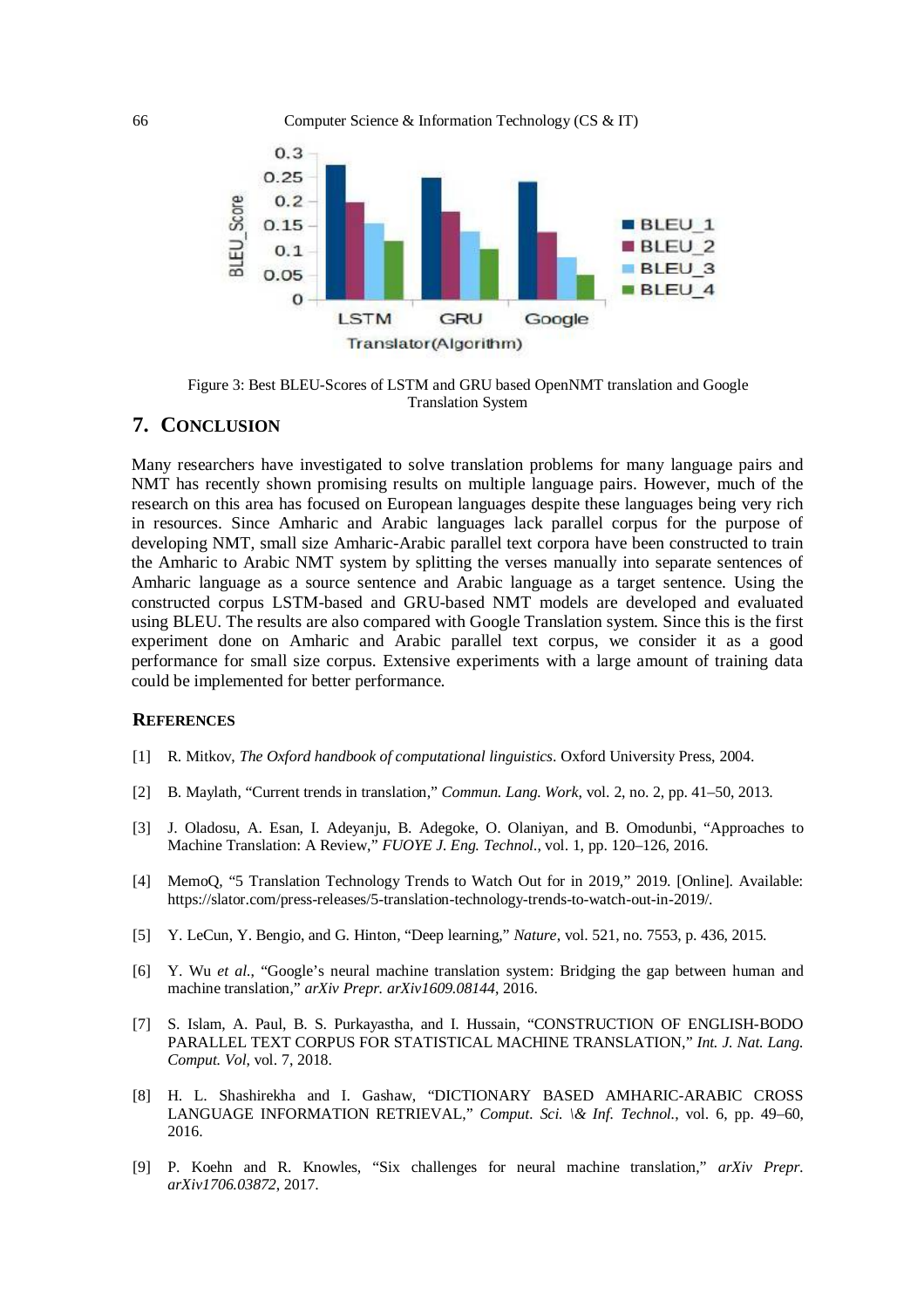Figure 3: Best BLEU-Scores of LSTM and GRU based OpenNMT translation and Google Translation System

## 7. CONCLUSION

Many researchers have investigated to solve translation problems for many language pairs and NMT has recently shown promising results on multiple language pairs. However, much of the research on this area has focused on European languages despite these languages being very rich in resources. Since Amharic and Arabic languages lack parallel corpus for the purpose of developing NMT, small size Amharic-Arabic parallel text corpora have been constructed to train the Amharic to Arabic NMT system by splitting the verses manually into separate sentences of Amharic language as a source sentence and Arabic language as a target sentence. Using the constructed corpus LSTM-based and GRU-based NMT models are developed and evaluated using BLEU. The results are also compared with Google Translation system. Since this is the first experiment done on Amharic and Arabic parallel text corpus, we consider it as a good performance for small size corpus. Extensive experiments with a large amount of training data could be implemented for better performance.

### REFERENCES

[1] R. Mitkov, *The Oxford handbook of computational linguistics*. Oxford University Press, 2004.

[2] B. Maylath, "Current trends in translation," *Commun. Lang. Work*, vol. 2, no. 2, pp. 41–50, 2013.

[3] J. Oladosu, A. Esan, I. Adeyanju, B. Adegoke, O. Olaniyan, and B. Omodunbi, "Approaches to Machine Translation: A Review," *FUOYE J. Eng. Technol.*, vol. 1, pp. 120–126, 2016.

[4] MemoQ, "5 Translation Technology Trends to Watch Out for in 2019," 2019. [Online]. Available: https://slator.com/press-releases/5-translation-technology-trends-to-watch-out-in-2019/.

[5] Y. LeCun, Y. Bengio, and G. Hinton, "Deep learning," *Nature*, vol. 521, no. 7553, p. 436, 2015.

[6] Y. Wu *et al.*, "Google's neural machine translation system: Bridging the gap between human and machine translation," *arXiv Prepr. arXiv1609.08144*, 2016.

[7] S. Islam, A. Paul, B. S. Purkayastha, and I. Hussain, "CONSTRUCTION OF ENGLISH-BODO PARALLEL TEXT CORPUS FOR STATISTICAL MACHINE TRANSLATION," *Int. J. Nat. Lang. Comput. Vol*, vol. 7, 2018.

[8] H. L. Shashirekha and I. Gashaw, "DICTIONARY BASED AMHARIC-ARABIC CROSS LANGUAGE INFORMATION RETRIEVAL," *Comput. Sci. \& Inf. Technol.*, vol. 6, pp. 49–60, 2016.

[9] P. Koehn and R. Knowles, "Six challenges for neural machine translation," *arXiv Prepr. arXiv1706.03872*, 2017.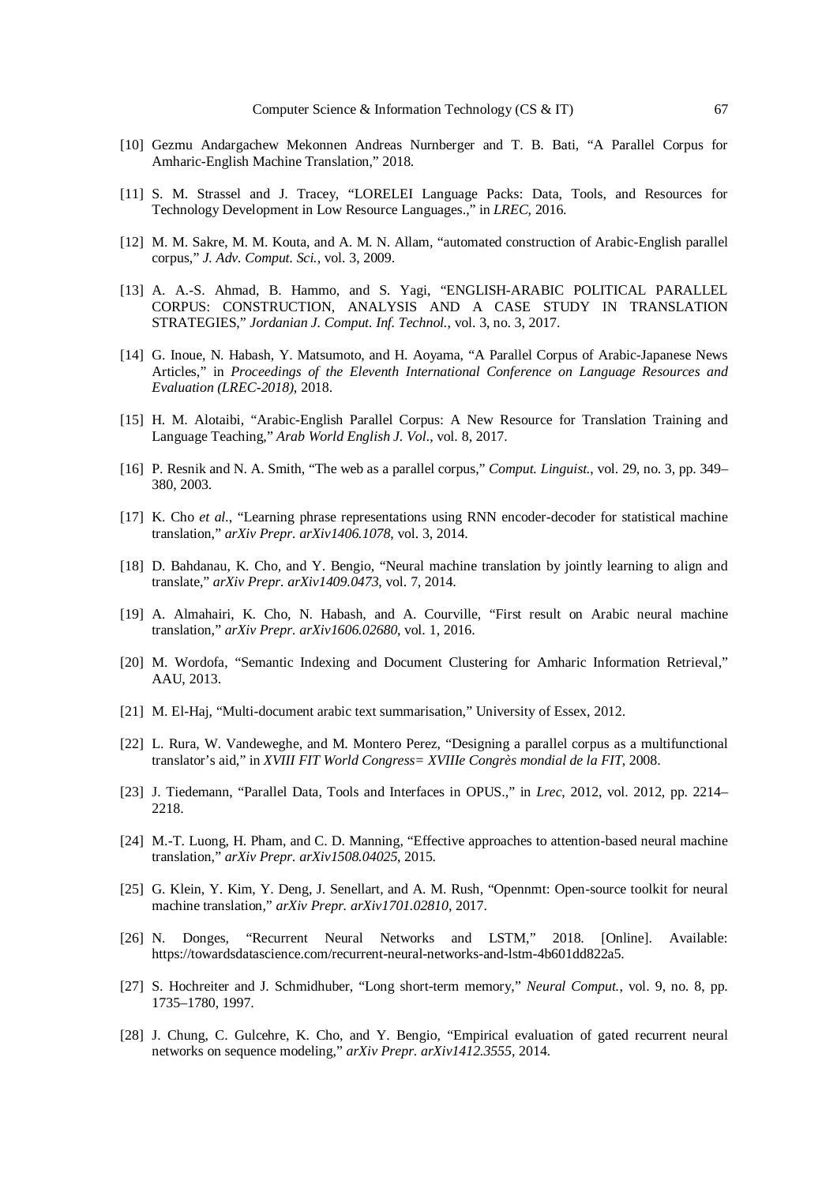[10] Gezmu Andargachew Mekonnen Andreas Nurnberger and T. B. Bati, "A Parallel Corpus for Amharic-English Machine Translation," 2018.

[11] S. M. Strassel and J. Tracey, "LORELEI Language Packs: Data, Tools, and Resources for Technology Development in Low Resource Languages.," in *LREC*, 2016.

[12] M. M. Sakre, M. M. Kouta, and A. M. N. Allam, "automated construction of Arabic-English parallel corpus," *J. Adv. Comput. Sci.*, vol. 3, 2009.

[13] A. A.-S. Ahmad, B. Hammo, and S. Yagi, "ENGLISH-ARABIC POLITICAL PARALLEL CORPUS: CONSTRUCTION, ANALYSIS AND A CASE STUDY IN TRANSLATION STRATEGIES," *Jordanian J. Comput. Inf. Technol.*, vol. 3, no. 3, 2017.

[14] G. Inoue, N. Habash, Y. Matsumoto, and H. Aoyama, "A Parallel Corpus of Arabic-Japanese News Articles," in *Proceedings of the Eleventh International Conference on Language Resources and Evaluation (LREC-2018)*, 2018.

[15] H. M. Alotaibi, "Arabic-English Parallel Corpus: A New Resource for Translation Training and Language Teaching," *Arab World English J. Vol.*, vol. 8, 2017.

[16] P. Resnik and N. A. Smith, "The web as a parallel corpus," *Comput. Linguist.*, vol. 29, no. 3, pp. 349–380, 2003.

[17] K. Cho *et al.*, "Learning phrase representations using RNN encoder-decoder for statistical machine translation," *arXiv Prepr. arXiv1406.1078*, vol. 3, 2014.

[18] D. Bahdanau, K. Cho, and Y. Bengio, "Neural machine translation by jointly learning to align and translate," *arXiv Prepr. arXiv1409.0473*, vol. 7, 2014.

[19] A. Almahairi, K. Cho, N. Habash, and A. Courville, "First result on Arabic neural machine translation," *arXiv Prepr. arXiv1606.02680*, vol. 1, 2016.

[20] M. Wordofa, "Semantic Indexing and Document Clustering for Amharic Information Retrieval," AAU, 2013.

[21] M. El-Haj, "Multi-document arabic text summarisation," University of Essex, 2012.

[22] L. Rura, W. Vandeweghe, and M. Montero Perez, "Designing a parallel corpus as a multifunctional translator's aid," in *XVIII FIT World Congress= XVIIIe Congrès mondial de la FIT*, 2008.

[23] J. Tiedemann, "Parallel Data, Tools and Interfaces in OPUS.," in *Lrec*, 2012, vol. 2012, pp. 2214–2218.

[24] M.-T. Luong, H. Pham, and C. D. Manning, "Effective approaches to attention-based neural machine translation," *arXiv Prepr. arXiv1508.04025*, 2015.

[25] G. Klein, Y. Kim, Y. Deng, J. Senellart, and A. M. Rush, "Opennmt: Open-source toolkit for neural machine translation," *arXiv Prepr. arXiv1701.02810*, 2017.

[26] N. Donges, "Recurrent Neural Networks and LSTM," 2018. [Online]. Available: https://towardsdatascience.com/recurrent-neural-networks-and-lstm-4b601dd822a5.

[27] S. Hochreiter and J. Schmidhuber, "Long short-term memory," *Neural Comput.*, vol. 9, no. 8, pp. 1735–1780, 1997.

[28] J. Chung, C. Gulcehre, K. Cho, and Y. Bengio, "Empirical evaluation of gated recurrent neural networks on sequence modeling," *arXiv Prepr. arXiv1412.3555*, 2014.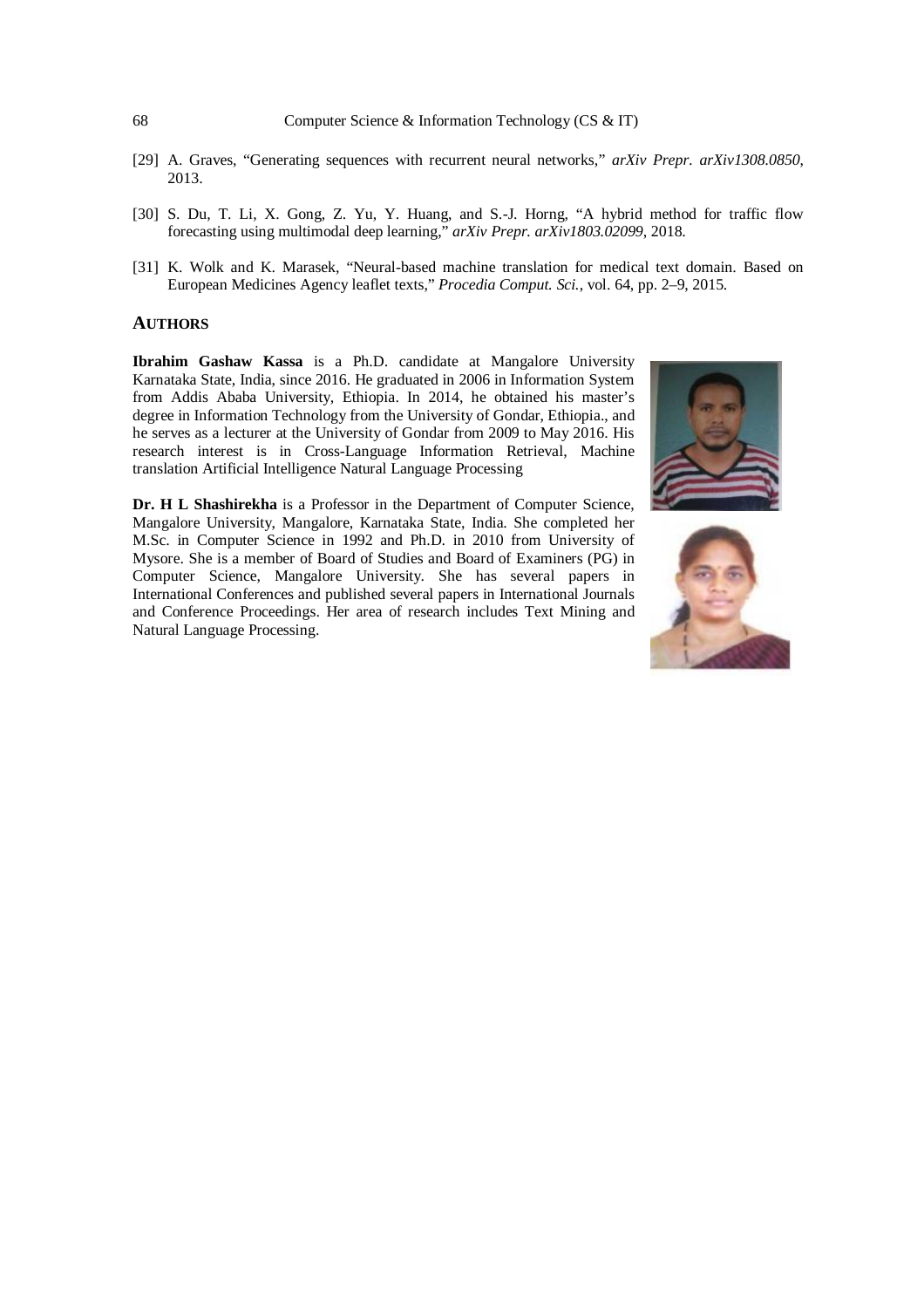[29] A. Graves, "Generating sequences with recurrent neural networks," *arXiv Prepr. arXiv1308.0850*, 2013.

[30] S. Du, T. Li, X. Gong, Z. Yu, Y. Huang, and S.-J. Horng, "A hybrid method for traffic flow forecasting using multimodal deep learning," *arXiv Prepr. arXiv1803.02099*, 2018.

[31] K. Wolk and K. Marasek, "Neural-based machine translation for medical text domain. Based on European Medicines Agency leaflet texts," *Procedia Comput. Sci.*, vol. 64, pp. 2–9, 2015.

## AUTHORS

**Ibrahim Gashaw Kassa** is a Ph.D. candidate at Mangalore University Karnataka State, India, since 2016. He graduated in 2006 in Information System from Addis Ababa University, Ethiopia. In 2014, he obtained his master's degree in Information Technology from the University of Gondar, Ethiopia., and he serves as a lecturer at the University of Gondar from 2009 to May 2016. His research interest is in Cross-Language Information Retrieval, Machine translation Artificial Intelligence Natural Language Processing

**Dr. H L Shashirekha** is a Professor in the Department of Computer Science, Mangalore University, Mangalore, Karnataka State, India. She completed her M.Sc. in Computer Science in 1992 and Ph.D. in 2010 from University of Mysore. She is a member of Board of Studies and Board of Examiners (PG) in Computer Science, Mangalore University. She has several papers in International Conferences and published several papers in International Journals and Conference Proceedings. Her area of research includes Text Mining and Natural Language Processing.